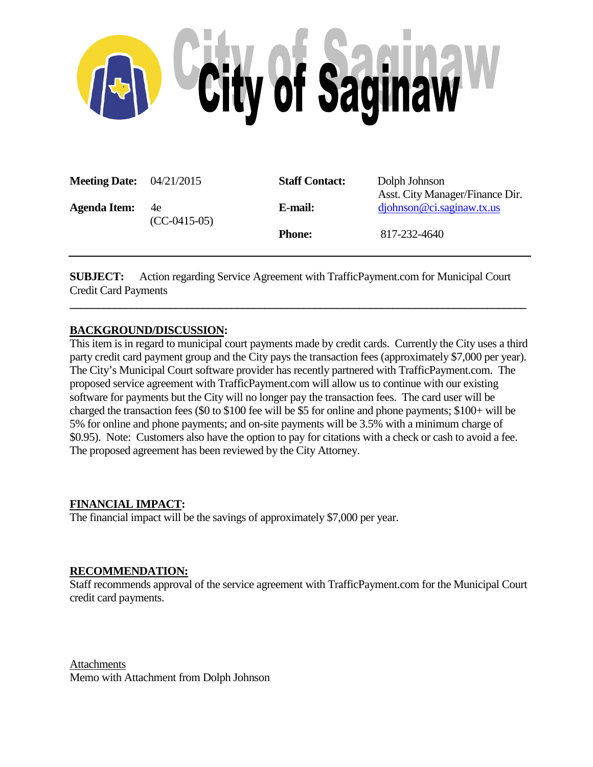# City of Saginaw

| **Meeting Date:** | 04/21/2015 | **Staff Contact:** | Dolph Johnson<br>Asst. City Manager/Finance Dir. |
|---|---|---|---|
| **Agenda Item:** | 4e<br>(CC-0415-05) | **E-mail:** | djohnson@ci.saginaw.tx.us |
| | | **Phone:** | 817-232-4640 |

---

**SUBJECT:** Action regarding Service Agreement with TrafficPayment.com for Municipal Court Credit Card Payments

---

## BACKGROUND/DISCUSSION:

This item is in regard to municipal court payments made by credit cards. Currently the City uses a third party credit card payment group and the City pays the transaction fees (approximately $7,000 per year). The City's Municipal Court software provider has recently partnered with TrafficPayment.com. The proposed service agreement with TrafficPayment.com will allow us to continue with our existing software for payments but the City will no longer pay the transaction fees. The card user will be charged the transaction fees ($0 to $100 fee will be $5 for online and phone payments; $100+ will be 5% for online and phone payments; and on-site payments will be 3.5% with a minimum charge of $0.95). Note: Customers also have the option to pay for citations with a check or cash to avoid a fee. The proposed agreement has been reviewed by the City Attorney.

## FINANCIAL IMPACT:

The financial impact will be the savings of approximately $7,000 per year.

## RECOMMENDATION:

Staff recommends approval of the service agreement with TrafficPayment.com for the Municipal Court credit card payments.

Attachments

Memo with Attachment from Dolph Johnson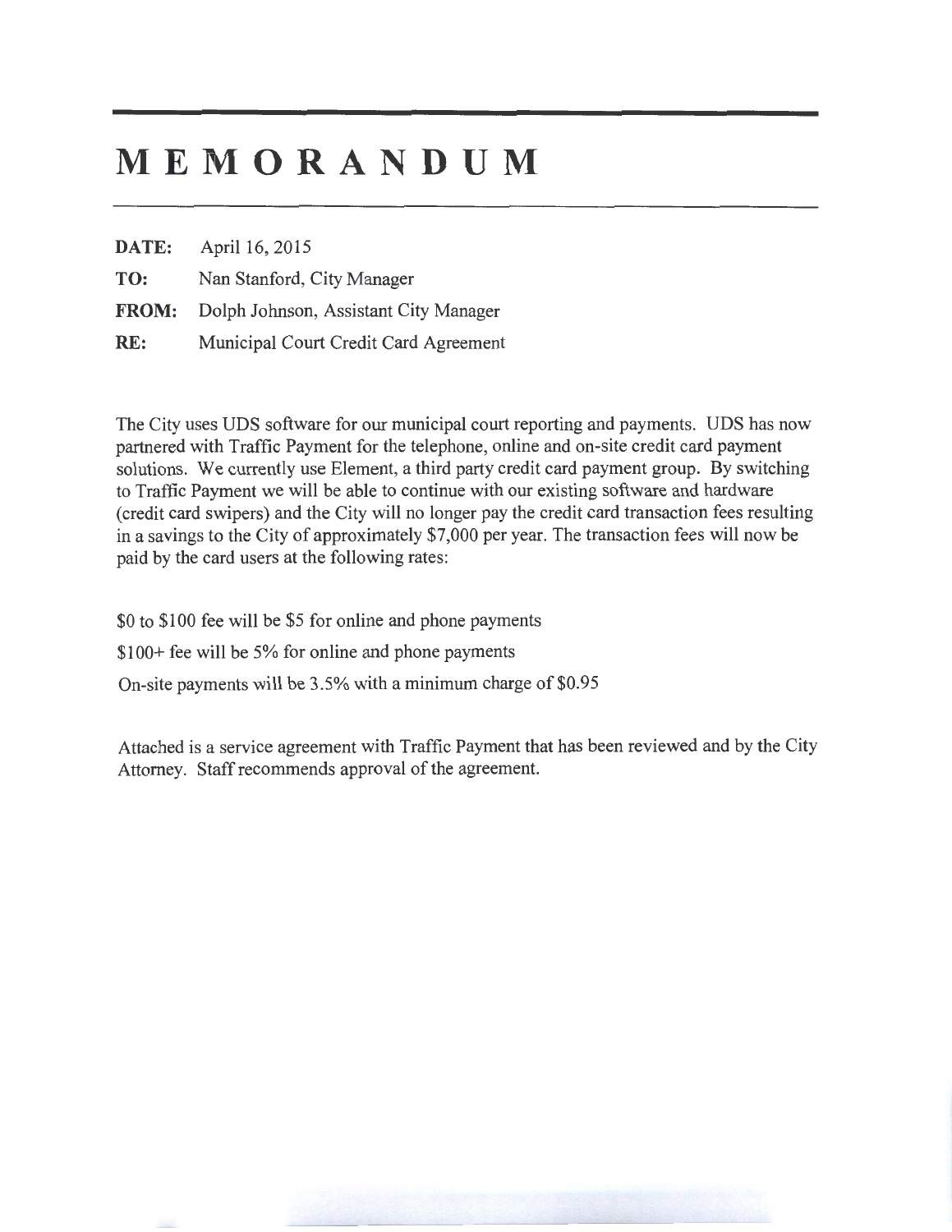# MEMORANDUM

**DATE:** April 16, 2015

**TO:** Nan Stanford, City Manager

**FROM:** Dolph Johnson, Assistant City Manager

**RE:** Municipal Court Credit Card Agreement

The City uses UDS software for our municipal court reporting and payments. UDS has now partnered with Traffic Payment for the telephone, online and on-site credit card payment solutions. We currently use Element, a third party credit card payment group. By switching to Traffic Payment we will be able to continue with our existing software and hardware (credit card swipers) and the City will no longer pay the credit card transaction fees resulting in a savings to the City of approximately $7,000 per year. The transaction fees will now be paid by the card users at the following rates:

$0 to $100 fee will be $5 for online and phone payments

$100+ fee will be 5% for online and phone payments

On-site payments will be 3.5% with a minimum charge of $0.95

Attached is a service agreement with Traffic Payment that has been reviewed and by the City Attorney. Staff recommends approval of the agreement.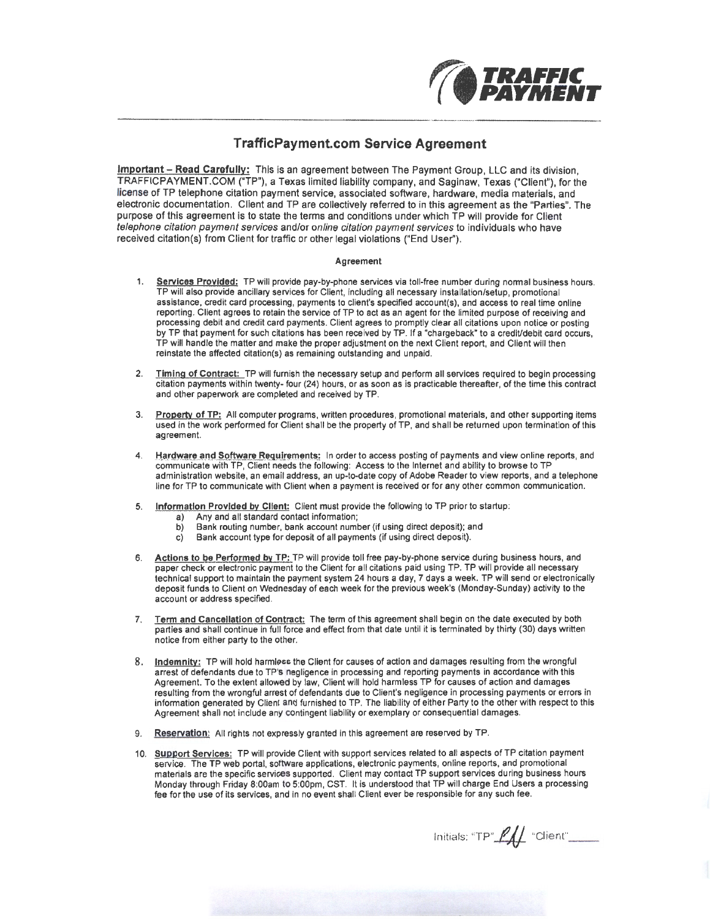**TRAFFIC PAYMENT**

## TrafficPayment.com Service Agreement

**Important – Read Carefully:** This is an agreement between The Payment Group, LLC and its division, TRAFFICPAYMENT.COM ("TP"), a Texas limited liability company, and Saginaw, Texas ("Client"), for the license of TP telephone citation payment service, associated software, hardware, media materials, and electronic documentation. Client and TP are collectively referred to in this agreement as the "Parties". The purpose of this agreement is to state the terms and conditions under which TP will provide for Client *telephone citation payment services* and/or *online citation payment services* to individuals who have received citation(s) from Client for traffic or other legal violations ("End User").

### Agreement

1. **Services Provided:** TP will provide pay-by-phone services via toll-free number during normal business hours. TP will also provide ancillary services for Client, including all necessary installation/setup, promotional assistance, credit card processing, payments to client's specified account(s), and access to real time online reporting. Client agrees to retain the service of TP to act as an agent for the limited purpose of receiving and processing debit and credit card payments. Client agrees to promptly clear all citations upon notice or posting by TP that payment for such citations has been received by TP. If a "chargeback" to a credit/debit card occurs, TP will handle the matter and make the proper adjustment on the next Client report, and Client will then reinstate the affected citation(s) as remaining outstanding and unpaid.

2. **Timing of Contract:** TP will furnish the necessary setup and perform all services required to begin processing citation payments within twenty- four (24) hours, or as soon as is practicable thereafter, of the time this contract and other paperwork are completed and received by TP.

3. **Property of TP:** All computer programs, written procedures, promotional materials, and other supporting items used in the work performed for Client shall be the property of TP, and shall be returned upon termination of this agreement.

4. **Hardware and Software Requirements:** In order to access posting of payments and view online reports, and communicate with TP, Client needs the following: Access to the Internet and ability to browse to TP administration website, an email address, an up-to-date copy of Adobe Reader to view reports, and a telephone line for TP to communicate with Client when a payment is received or for any other common communication.

5. **Information Provided by Client:** Client must provide the following to TP prior to startup:
   a) Any and all standard contact information;
   b) Bank routing number, bank account number (if using direct deposit); and
   c) Bank account type for deposit of all payments (if using direct deposit).

6. **Actions to be Performed by TP:** TP will provide toll free pay-by-phone service during business hours, and paper check or electronic payment to the Client for all citations paid using TP. TP will provide all necessary technical support to maintain the payment system 24 hours a day, 7 days a week. TP will send or electronically deposit funds to Client on Wednesday of each week for the previous week's (Monday-Sunday) activity to the account or address specified.

7. **Term and Cancellation of Contract:** The term of this agreement shall begin on the date executed by both parties and shall continue in full force and effect from that date until it is terminated by thirty (30) days written notice from either party to the other.

8. **Indemnity:** TP will hold harmless the Client for causes of action and damages resulting from the wrongful arrest of defendants due to TP's negligence in processing and reporting payments in accordance with this Agreement. To the extent allowed by law, Client will hold harmless TP for causes of action and damages resulting from the wrongful arrest of defendants due to Client's negligence in processing payments or errors in information generated by Client and furnished to TP. The liability of either Party to the other with respect to this Agreement shall not include any contingent liability or exemplary or consequential damages.

9. **Reservation:** All rights not expressly granted in this agreement are reserved by TP.

10. **Support Services:** TP will provide Client with support services related to all aspects of TP citation payment service. The TP web portal, software applications, electronic payments, online reports, and promotional materials are the specific services supported. Client may contact TP support services during business hours Monday through Friday 8:00am to 5:00pm, CST. It is understood that TP will charge End Users a processing fee for the use of its services, and in no event shall Client ever be responsible for any such fee.

Initials: "TP" PAJ "Client" ____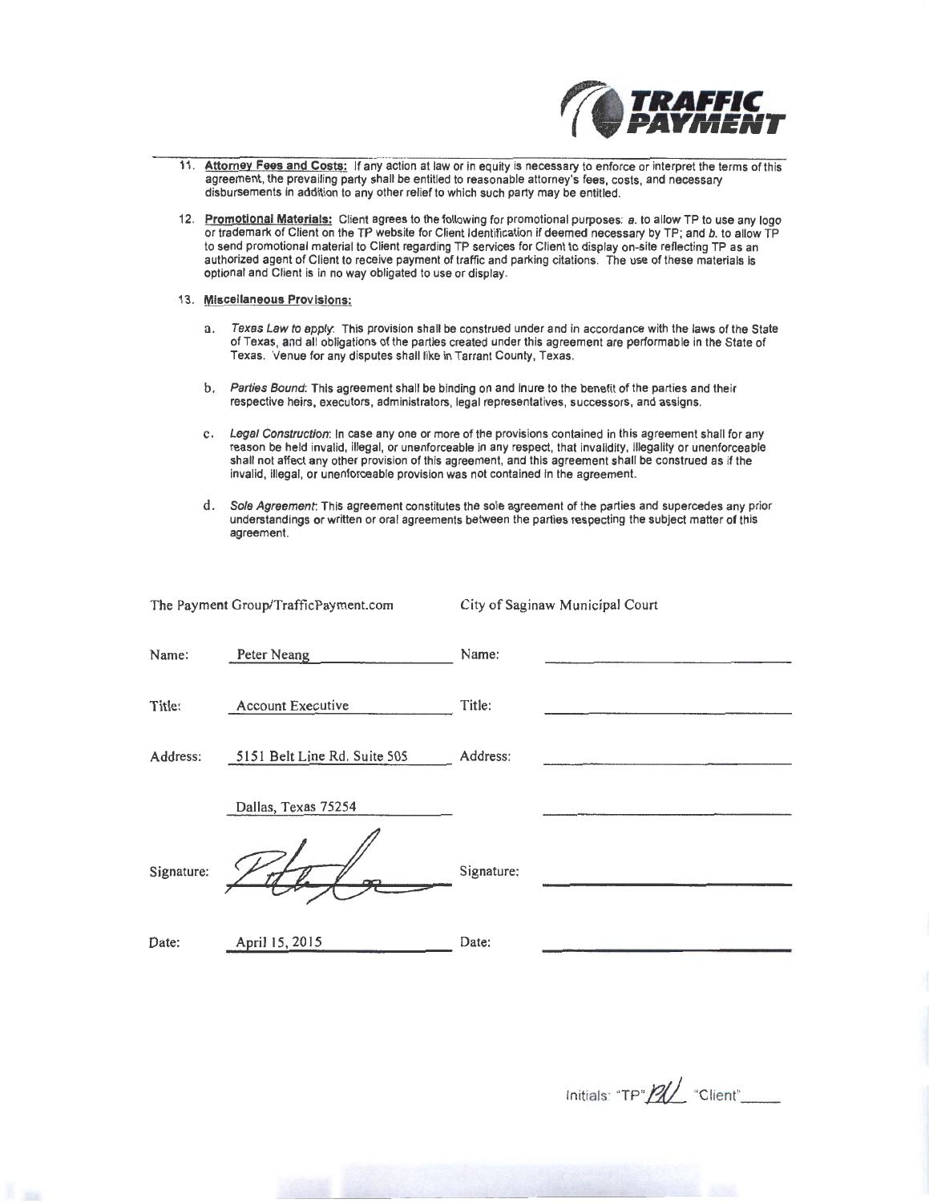11. **Attorney Fees and Costs:** If any action at law or in equity is necessary to enforce or interpret the terms of this agreement, the prevailing party shall be entitled to reasonable attorney's fees, costs, and necessary disbursements in addition to any other relief to which such party may be entitled.

12. **Promotional Materials:** Client agrees to the following for promotional purposes: *a.* to allow TP to use any logo or trademark of Client on the TP website for Client identification if deemed necessary by TP; and *b.* to allow TP to send promotional material to Client regarding TP services for Client to display on-site reflecting TP as an authorized agent of Client to receive payment of traffic and parking citations. The use of these materials is optional and Client is in no way obligated to use or display.

13. **Miscellaneous Provisions:**

    a. *Texas Law to apply*: This provision shall be construed under and in accordance with the laws of the State of Texas, and all obligations of the parties created under this agreement are performable in the State of Texas. Venue for any disputes shall like in Tarrant County, Texas.

    b. *Parties Bound*: This agreement shall be binding on and inure to the benefit of the parties and their respective heirs, executors, administrators, legal representatives, successors, and assigns.

    c. *Legal Construction*: In case any one or more of the provisions contained in this agreement shall for any reason be held invalid, illegal, or unenforceable in any respect, that invalidity, illegality or unenforceable shall not affect any other provision of this agreement, and this agreement shall be construed as if the invalid, illegal, or unenforceable provision was not contained in the agreement.

    d. *Sole Agreement*: This agreement constitutes the sole agreement of the parties and supercedes any prior understandings or written or oral agreements between the parties respecting the subject matter of this agreement.

| | The Payment Group/TrafficPayment.com | | City of Saginaw Municipal Court |
|---|---|---|---|
| Name: | Peter Neang | Name: | |
| Title: | Account Executive | Title: | |
| Address: | 5151 Belt Line Rd. Suite 505 | Address: | |
| | Dallas, Texas 75254 | | |
| Signature: | [signature] | Signature: | |
| Date: | April 15, 2015 | Date: | |

Initials: "TP" PN "Client"\_\_\_\_